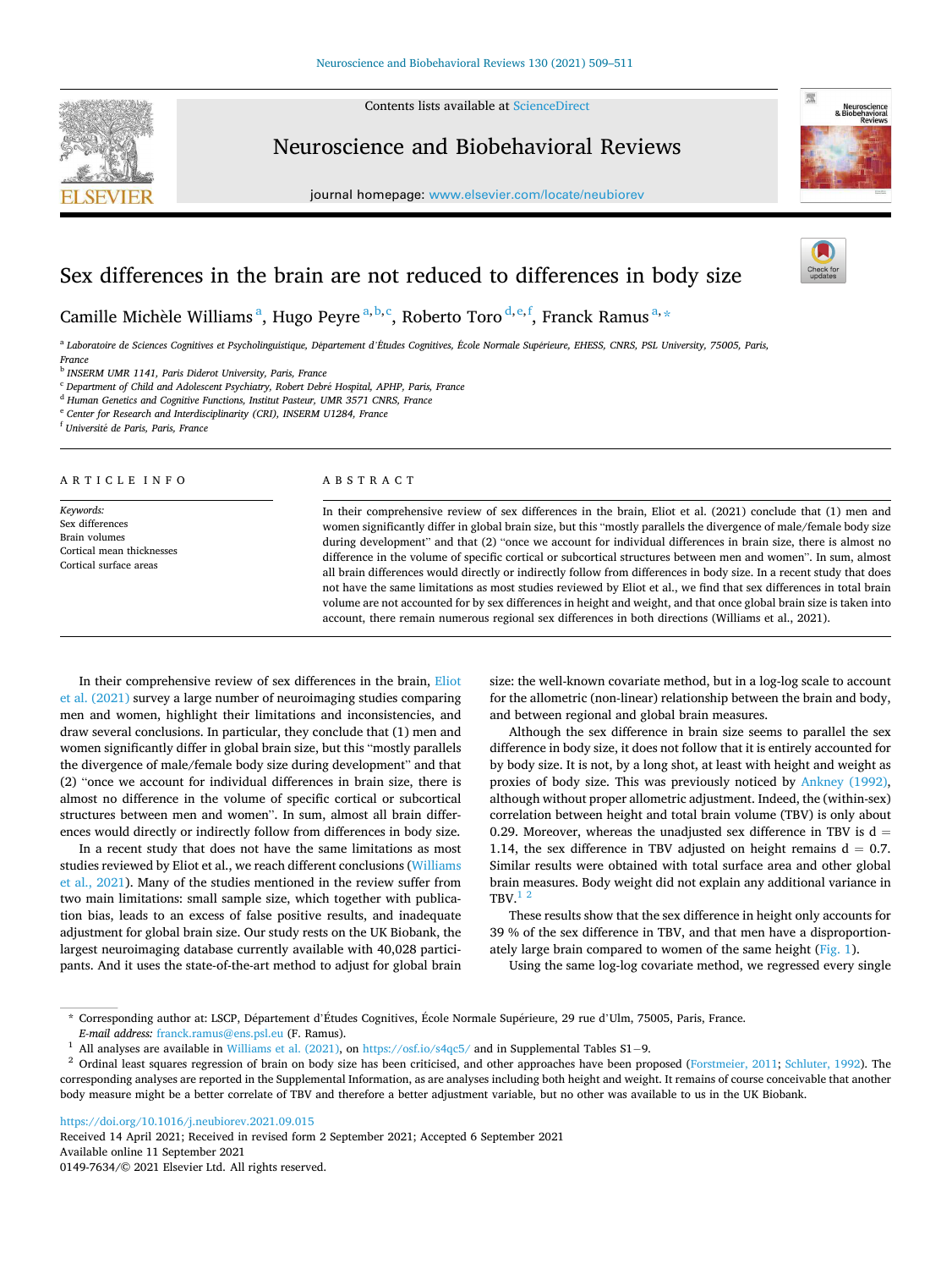# Sex differences in the brain are not reduced to differences in body size

Camille Michèle Williams [a], Hugo Peyre [a,b,c], Roberto Toro [d,e,f], Franck Ramus [a,*]

[a] Laboratoire de Sciences Cognitives et Psycholinguistique, Département d'Études Cognitives, École Normale Supérieure, EHESS, CNRS, PSL University, 75005, Paris, France
[b] INSERM UMR 1141, Paris Diderot University, Paris, France
[c] Department of Child and Adolescent Psychiatry, Robert Debré Hospital, APHP, Paris, France
[d] Human Genetics and Cognitive Functions, Institut Pasteur, UMR 3571 CNRS, France
[e] Center for Research and Interdisciplinarity (CRI), INSERM U1284, France
[f] Université de Paris, Paris, France

## ARTICLE INFO

*Keywords:*
Sex differences
Brain volumes
Cortical mean thicknesses
Cortical surface areas

## ABSTRACT

In their comprehensive review of sex differences in the brain, Eliot et al. (2021) conclude that (1) men and women significantly differ in global brain size, but this "mostly parallels the divergence of male/female body size during development" and that (2) "once we account for individual differences in brain size, there is almost no difference in the volume of specific cortical or subcortical structures between men and women". In sum, almost all brain differences would directly or indirectly follow from differences in body size. In a recent study that does not have the same limitations as most studies reviewed by Eliot et al., we find that sex differences in total brain volume are not accounted for by sex differences in height and weight, and that once global brain size is taken into account, there remain numerous regional sex differences in both directions (Williams et al., 2021).

In their comprehensive review of sex differences in the brain, Eliot et al. (2021) survey a large number of neuroimaging studies comparing men and women, highlight their limitations and inconsistencies, and draw several conclusions. In particular, they conclude that (1) men and women significantly differ in global brain size, but this "mostly parallels the divergence of male/female body size during development" and that (2) "once we account for individual differences in brain size, there is almost no difference in the volume of specific cortical or subcortical structures between men and women". In sum, almost all brain differences would directly or indirectly follow from differences in body size.

In a recent study that does not have the same limitations as most studies reviewed by Eliot et al., we reach different conclusions (Williams et al., 2021). Many of the studies mentioned in the review suffer from two main limitations: small sample size, which together with publication bias, leads to an excess of false positive results, and inadequate adjustment for global brain size. Our study rests on the UK Biobank, the largest neuroimaging database currently available with 40,028 participants. And it uses the state-of-the-art method to adjust for global brain size: the well-known covariate method, but in a log-log scale to account for the allometric (non-linear) relationship between the brain and body, and between regional and global brain measures.

Although the sex difference in brain size seems to parallel the sex difference in body size, it does not follow that it is entirely accounted for by body size. It is not, by a long shot, at least with height and weight as proxies of body size. This was previously noticed by Ankney (1992), although without proper allometric adjustment. Indeed, the (within-sex) correlation between height and total brain volume (TBV) is only about 0.29. Moreover, whereas the unadjusted sex difference in TBV is d = 1.14, the sex difference in TBV adjusted on height remains d = 0.7. Similar results were obtained with total surface area and other global brain measures. Body weight did not explain any additional variance in TBV.[1] [2]

These results show that the sex difference in height only accounts for 39 % of the sex difference in TBV, and that men have a disproportionately large brain compared to women of the same height (Fig. 1).

Using the same log-log covariate method, we regressed every single

---

\* Corresponding author at: LSCP, Département d'Études Cognitives, École Normale Supérieure, 29 rue d'Ulm, 75005, Paris, France.
*E-mail address:* franck.ramus@ens.psl.eu (F. Ramus).

[1] All analyses are available in Williams et al. (2021), on https://osf.io/s4qc5/ and in Supplemental Tables S1−9.

[2] Ordinal least squares regression of brain on body size has been criticised, and other approaches have been proposed (Forstmeier, 2011; Schluter, 1992). The corresponding analyses are reported in the Supplemental Information, as are analyses including both height and weight. It remains of course conceivable that another body measure might be a better correlate of TBV and therefore a better adjustment variable, but no other was available to us in the UK Biobank.

https://doi.org/10.1016/j.neubiorev.2021.09.015
Received 14 April 2021; Received in revised form 2 September 2021; Accepted 6 September 2021
Available online 11 September 2021
0149-7634/© 2021 Elsevier Ltd. All rights reserved.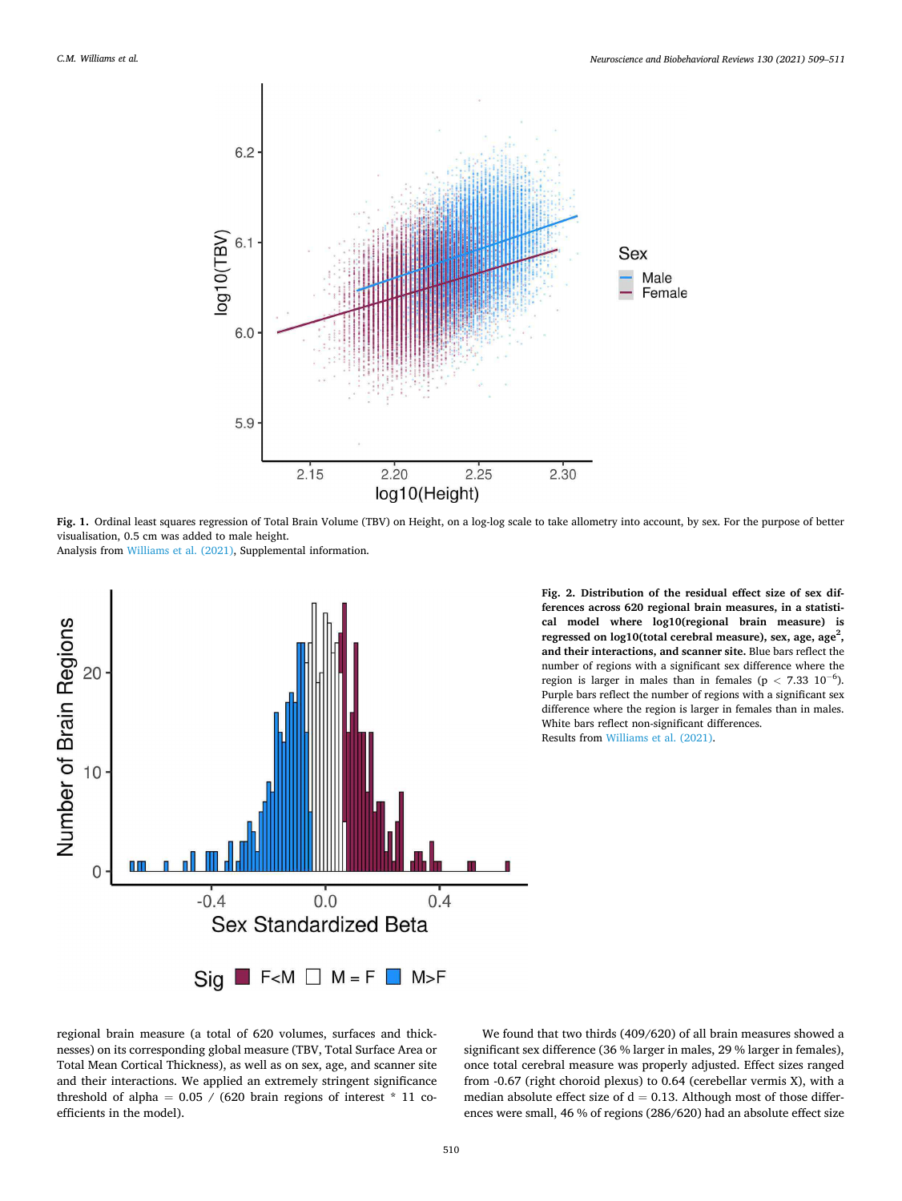Fig. 1. Ordinal least squares regression of Total Brain Volume (TBV) on Height, on a log-log scale to take allometry into account, by sex. For the purpose of better visualisation, 0.5 cm was added to male height.
Analysis from Williams et al. (2021), Supplemental information.

**Fig. 2. Distribution of the residual effect size of sex differences across 620 regional brain measures, in a statistical model where log10(regional brain measure) is regressed on log10(total cerebral measure), sex, age, age$^2$, and their interactions, and scanner site.** Blue bars reflect the number of regions with a significant sex difference where the region is larger in males than in females ($p < 7.33\ 10^{-6}$). Purple bars reflect the number of regions with a significant sex difference where the region is larger in females than in males. White bars reflect non-significant differences.
Results from Williams et al. (2021).

regional brain measure (a total of 620 volumes, surfaces and thicknesses) on its corresponding global measure (TBV, Total Surface Area or Total Mean Cortical Thickness), as well as on sex, age, and scanner site and their interactions. We applied an extremely stringent significance threshold of alpha = 0.05 / (620 brain regions of interest * 11 coefficients in the model).

We found that two thirds (409/620) of all brain measures showed a significant sex difference (36 % larger in males, 29 % larger in females), once total cerebral measure was properly adjusted. Effect sizes ranged from -0.67 (right choroid plexus) to 0.64 (cerebellar vermis X), with a median absolute effect size of d = 0.13. Although most of those differences were small, 46 % of regions (286/620) had an absolute effect size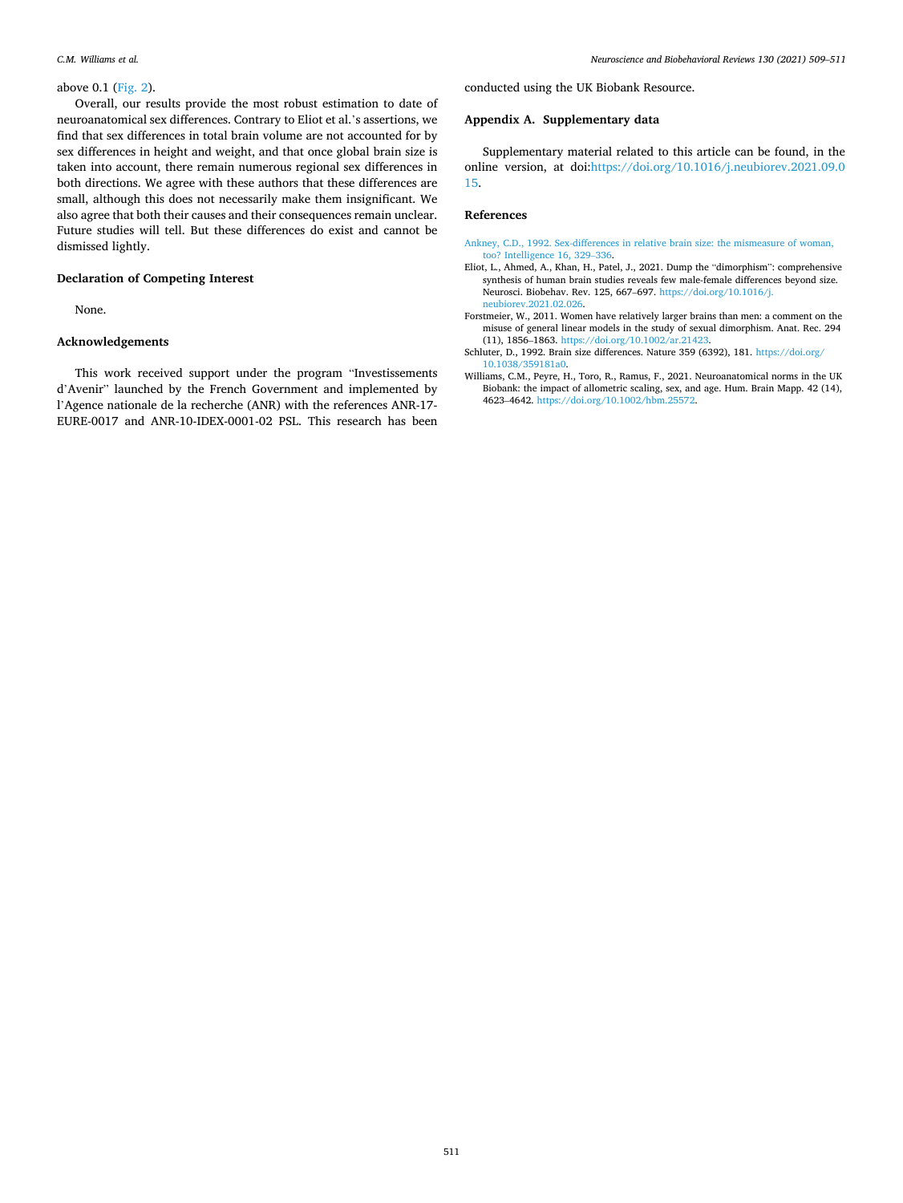above 0.1 (Fig. 2).

Overall, our results provide the most robust estimation to date of neuroanatomical sex differences. Contrary to Eliot et al.'s assertions, we find that sex differences in total brain volume are not accounted for by sex differences in height and weight, and that once global brain size is taken into account, there remain numerous regional sex differences in both directions. We agree with these authors that these differences are small, although this does not necessarily make them insignificant. We also agree that both their causes and their consequences remain unclear. Future studies will tell. But these differences do exist and cannot be dismissed lightly.

### Declaration of Competing Interest

None.

### Acknowledgements

This work received support under the program "Investissements d'Avenir" launched by the French Government and implemented by l'Agence nationale de la recherche (ANR) with the references ANR-17-EURE-0017 and ANR-10-IDEX-0001-02 PSL. This research has been conducted using the UK Biobank Resource.

### Appendix A. Supplementary data

Supplementary material related to this article can be found, in the online version, at doi:https://doi.org/10.1016/j.neubiorev.2021.09.015.

### References

Ankney, C.D., 1992. Sex-differences in relative brain size: the mismeasure of woman, too? Intelligence 16, 329–336.

Eliot, L., Ahmed, A., Khan, H., Patel, J., 2021. Dump the "dimorphism": comprehensive synthesis of human brain studies reveals few male-female differences beyond size. Neurosci. Biobehav. Rev. 125, 667–697. https://doi.org/10.1016/j.neubiorev.2021.02.026.

Forstmeier, W., 2011. Women have relatively larger brains than men: a comment on the misuse of general linear models in the study of sexual dimorphism. Anat. Rec. 294 (11), 1856–1863. https://doi.org/10.1002/ar.21423.

Schluter, D., 1992. Brain size differences. Nature 359 (6392), 181. https://doi.org/10.1038/359181a0.

Williams, C.M., Peyre, H., Toro, R., Ramus, F., 2021. Neuroanatomical norms in the UK Biobank: the impact of allometric scaling, sex, and age. Hum. Brain Mapp. 42 (14), 4623–4642. https://doi.org/10.1002/hbm.25572.